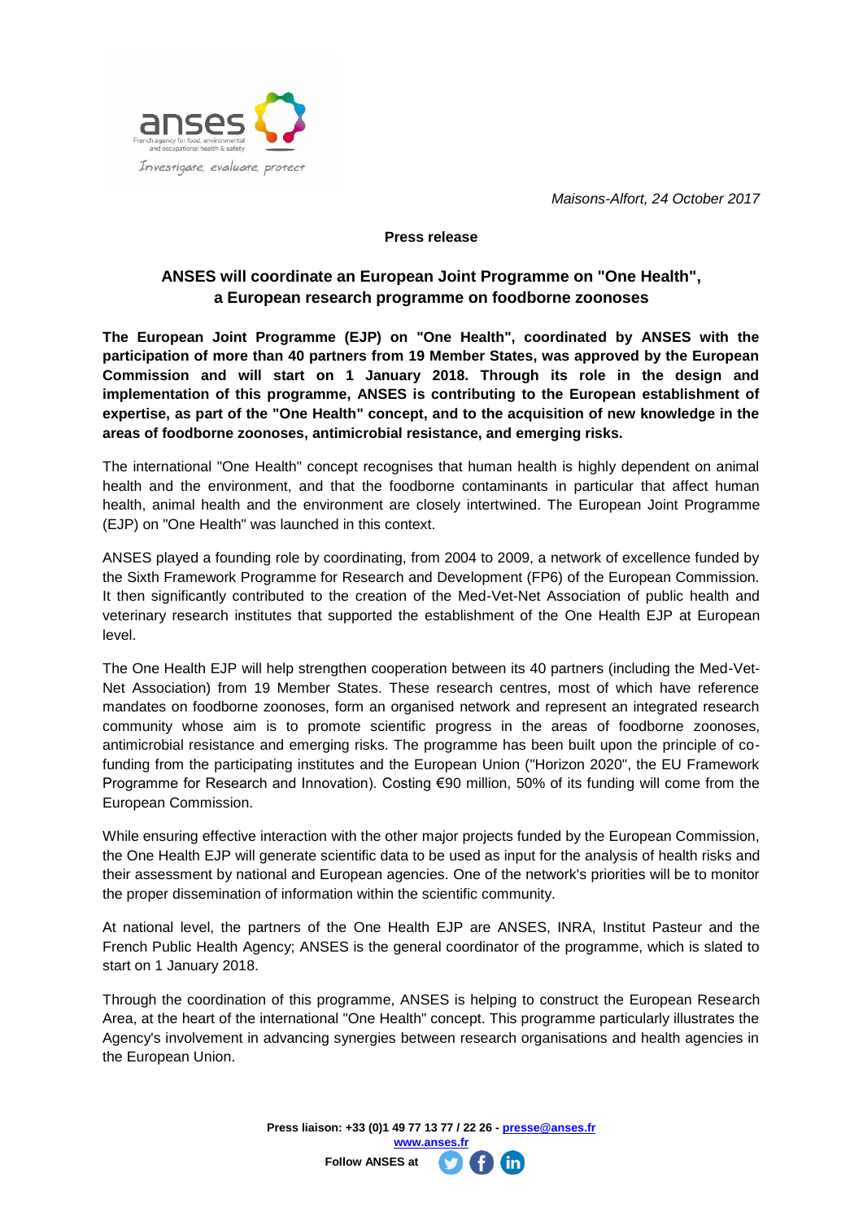*Maisons-Alfort, 24 October 2017*

**Press release**

## ANSES will coordinate an European Joint Programme on "One Health", a European research programme on foodborne zoonoses

**The European Joint Programme (EJP) on "One Health", coordinated by ANSES with the participation of more than 40 partners from 19 Member States, was approved by the European Commission and will start on 1 January 2018. Through its role in the design and implementation of this programme, ANSES is contributing to the European establishment of expertise, as part of the "One Health" concept, and to the acquisition of new knowledge in the areas of foodborne zoonoses, antimicrobial resistance, and emerging risks.**

The international "One Health" concept recognises that human health is highly dependent on animal health and the environment, and that the foodborne contaminants in particular that affect human health, animal health and the environment are closely intertwined. The European Joint Programme (EJP) on "One Health" was launched in this context.

ANSES played a founding role by coordinating, from 2004 to 2009, a network of excellence funded by the Sixth Framework Programme for Research and Development (FP6) of the European Commission. It then significantly contributed to the creation of the Med-Vet-Net Association of public health and veterinary research institutes that supported the establishment of the One Health EJP at European level.

The One Health EJP will help strengthen cooperation between its 40 partners (including the Med-Vet-Net Association) from 19 Member States. These research centres, most of which have reference mandates on foodborne zoonoses, form an organised network and represent an integrated research community whose aim is to promote scientific progress in the areas of foodborne zoonoses, antimicrobial resistance and emerging risks. The programme has been built upon the principle of co-funding from the participating institutes and the European Union ("Horizon 2020", the EU Framework Programme for Research and Innovation). Costing €90 million, 50% of its funding will come from the European Commission.

While ensuring effective interaction with the other major projects funded by the European Commission, the One Health EJP will generate scientific data to be used as input for the analysis of health risks and their assessment by national and European agencies. One of the network's priorities will be to monitor the proper dissemination of information within the scientific community.

At national level, the partners of the One Health EJP are ANSES, INRA, Institut Pasteur and the French Public Health Agency; ANSES is the general coordinator of the programme, which is slated to start on 1 January 2018.

Through the coordination of this programme, ANSES is helping to construct the European Research Area, at the heart of the international "One Health" concept. This programme particularly illustrates the Agency's involvement in advancing synergies between research organisations and health agencies in the European Union.

**Press liaison: +33 (0)1 49 77 13 77 / 22 26 - presse@anses.fr**
**www.anses.fr**
**Follow ANSES at**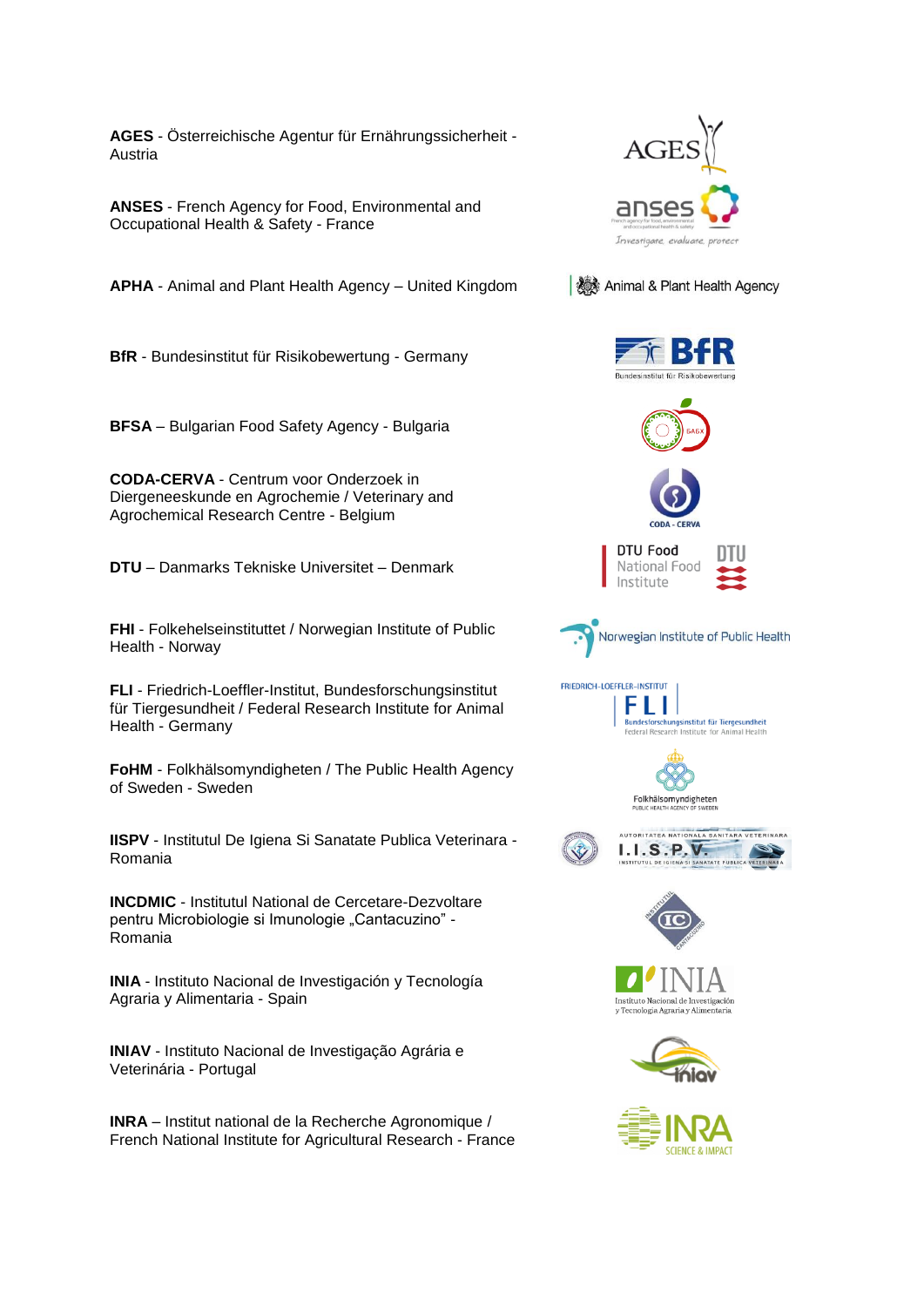**AGES** - Österreichische Agentur für Ernährungssicherheit - Austria

**ANSES** - French Agency for Food, Environmental and Occupational Health & Safety - France

**APHA** - Animal and Plant Health Agency – United Kingdom

**BfR** - Bundesinstitut für Risikobewertung - Germany

**BFSA** – Bulgarian Food Safety Agency - Bulgaria

**CODA-CERVA** - Centrum voor Onderzoek in Diergeneeskunde en Agrochemie / Veterinary and Agrochemical Research Centre - Belgium

**DTU** – Danmarks Tekniske Universitet – Denmark

**FHI** - Folkehelseinstituttet / Norwegian Institute of Public Health - Norway

**FLI** - Friedrich-Loeffler-Institut, Bundesforschungsinstitut für Tiergesundheit / Federal Research Institute for Animal Health - Germany

**FoHM** - Folkhälsomyndigheten / The Public Health Agency of Sweden - Sweden

**IISPV** - Institutul De Igiena Si Sanatate Publica Veterinara - Romania

**INCDMIC** - Institutul National de Cercetare-Dezvoltare pentru Microbiologie si Imunologie „Cantacuzino" - Romania

**INIA** - Instituto Nacional de Investigación y Tecnología Agraria y Alimentaria - Spain

**INIAV** - Instituto Nacional de Investigação Agrária e Veterinária - Portugal

**INRA** – Institut national de la Recherche Agronomique / French National Institute for Agricultural Research - France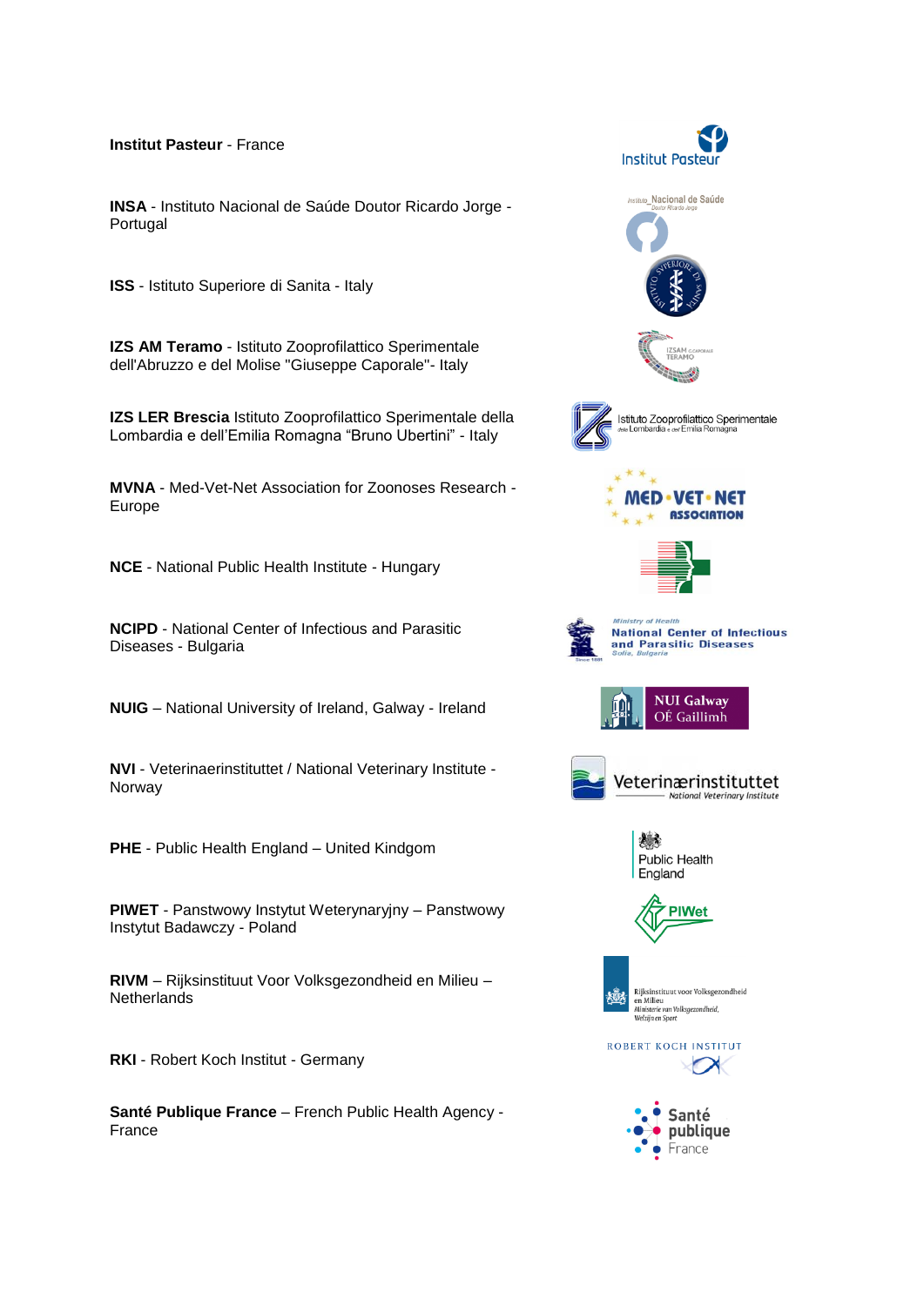**Institut Pasteur** - France

**INSA** - Instituto Nacional de Saúde Doutor Ricardo Jorge - Portugal

**ISS** - Istituto Superiore di Sanita - Italy

**IZS AM Teramo** - Istituto Zooprofilattico Sperimentale dell'Abruzzo e del Molise "Giuseppe Caporale"- Italy

**IZS LER Brescia** Istituto Zooprofilattico Sperimentale della Lombardia e dell'Emilia Romagna "Bruno Ubertini" - Italy

**MVNA** - Med-Vet-Net Association for Zoonoses Research - Europe

**NCE** - National Public Health Institute - Hungary

**NCIPD** - National Center of Infectious and Parasitic Diseases - Bulgaria

**NUIG** – National University of Ireland, Galway - Ireland

**NVI** - Veterinaerinstituttet / National Veterinary Institute - Norway

**PHE** - Public Health England – United Kindgom

**PIWET** - Panstwowy Instytut Weterynaryjny – Panstwowy Instytut Badawczy - Poland

**RIVM** – Rijksinstituut Voor Volksgezondheid en Milieu – Netherlands

**RKI** - Robert Koch Institut - Germany

**Santé Publique France** – French Public Health Agency - France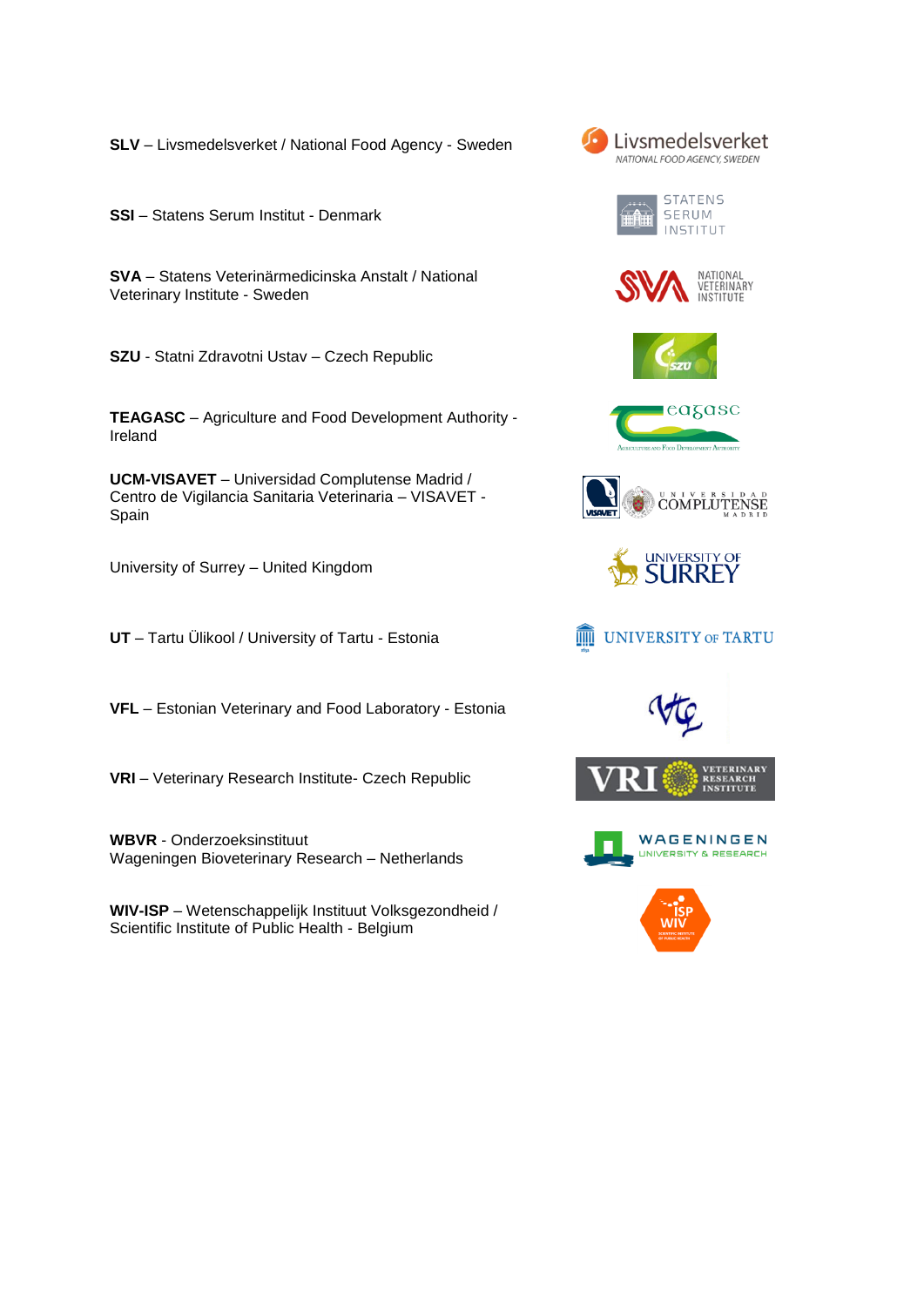**SLV** – Livsmedelsverket / National Food Agency - Sweden

**SSI** – Statens Serum Institut - Denmark

**SVA** – Statens Veterinärmedicinska Anstalt / National Veterinary Institute - Sweden

**SZU** - Statni Zdravotni Ustav – Czech Republic

**TEAGASC** – Agriculture and Food Development Authority - Ireland

**UCM-VISAVET** – Universidad Complutense Madrid / Centro de Vigilancia Sanitaria Veterinaria – VISAVET - Spain

University of Surrey – United Kingdom

**UT** – Tartu Ülikool / University of Tartu - Estonia

**VFL** – Estonian Veterinary and Food Laboratory - Estonia

**VRI** – Veterinary Research Institute- Czech Republic

**WBVR** - Onderzoeksinstituut Wageningen Bioveterinary Research – Netherlands

**WIV-ISP** – Wetenschappelijk Instituut Volksgezondheid / Scientific Institute of Public Health - Belgium